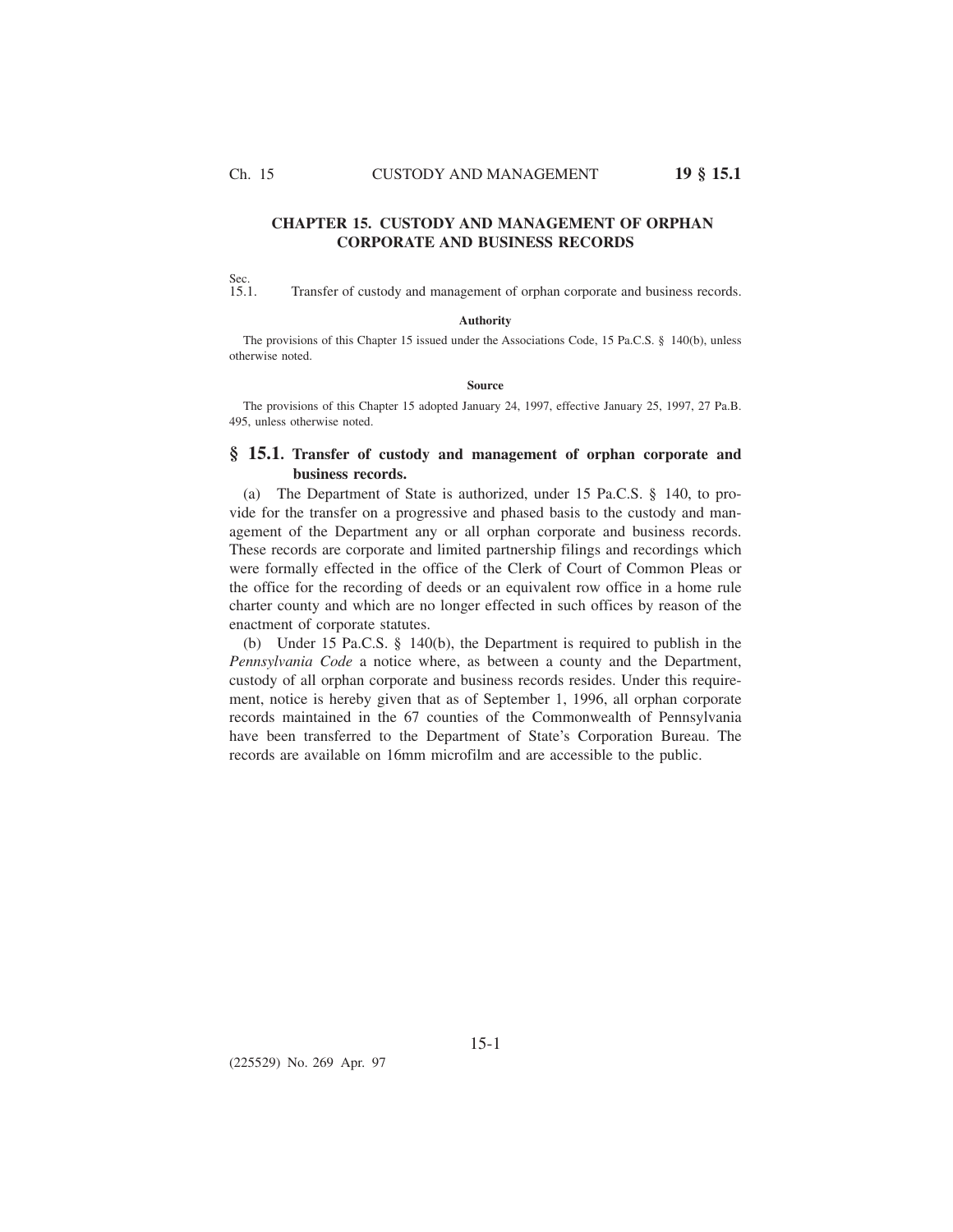# CHAPTER 15. CUSTODY AND MANAGEMENT OF ORPHAN CORPORATE AND BUSINESS RECORDS

Sec.
15.1. Transfer of custody and management of orphan corporate and business records.

**Authority**

The provisions of this Chapter 15 issued under the Associations Code, 15 Pa.C.S. § 140(b), unless otherwise noted.

**Source**

The provisions of this Chapter 15 adopted January 24, 1997, effective January 25, 1997, 27 Pa.B. 495, unless otherwise noted.

## § 15.1. Transfer of custody and management of orphan corporate and business records.

(a) The Department of State is authorized, under 15 Pa.C.S. § 140, to provide for the transfer on a progressive and phased basis to the custody and management of the Department any or all orphan corporate and business records. These records are corporate and limited partnership filings and recordings which were formally effected in the office of the Clerk of Court of Common Pleas or the office for the recording of deeds or an equivalent row office in a home rule charter county and which are no longer effected in such offices by reason of the enactment of corporate statutes.

(b) Under 15 Pa.C.S. § 140(b), the Department is required to publish in the *Pennsylvania Code* a notice where, as between a county and the Department, custody of all orphan corporate and business records resides. Under this requirement, notice is hereby given that as of September 1, 1996, all orphan corporate records maintained in the 67 counties of the Commonwealth of Pennsylvania have been transferred to the Department of State's Corporation Bureau. The records are available on 16mm microfilm and are accessible to the public.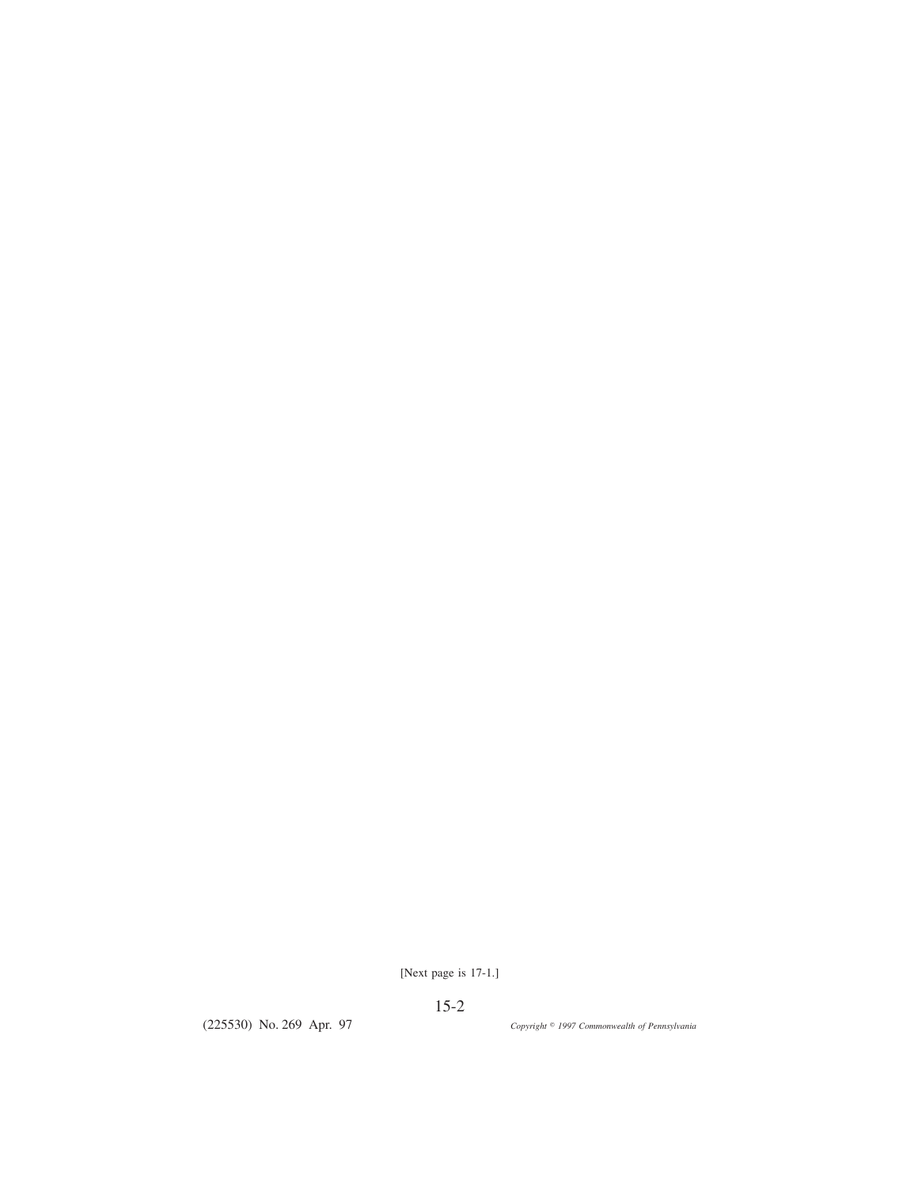[Next page is 17-1.]